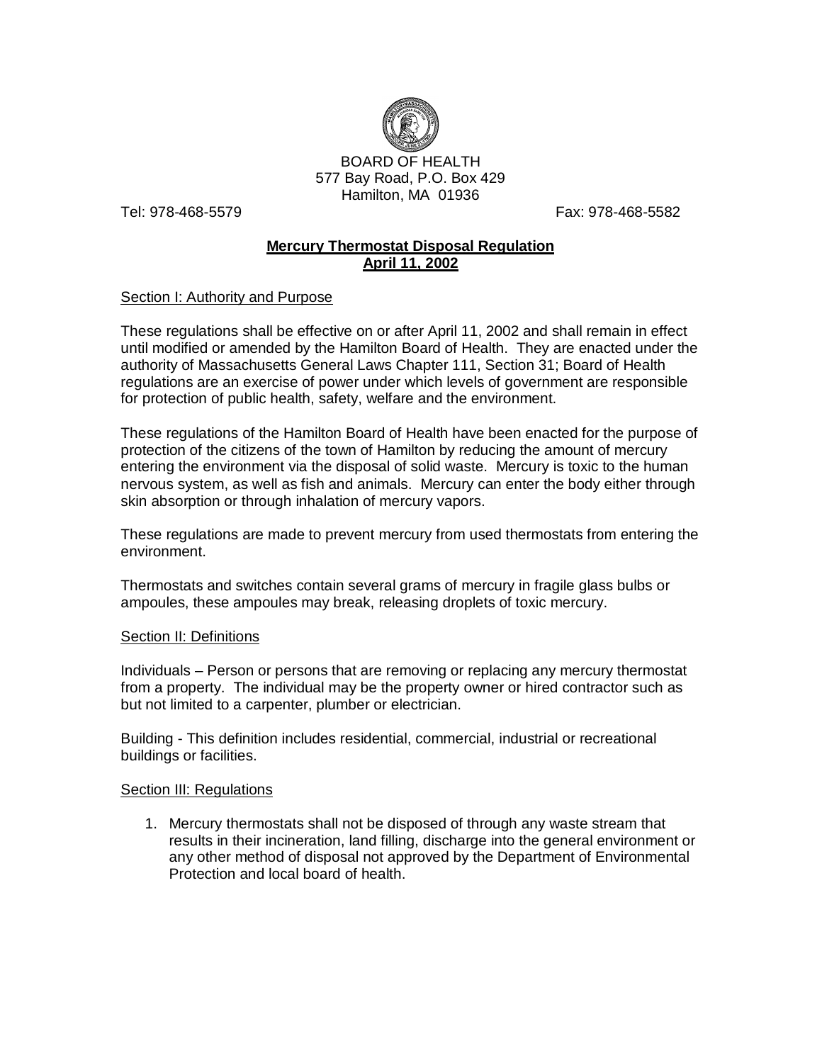BOARD OF HEALTH
577 Bay Road, P.O. Box 429
Hamilton, MA 01936

Tel: 978-468-5579 Fax: 978-468-5582

# Mercury Thermostat Disposal Regulation
## April 11, 2002

### Section I: Authority and Purpose

These regulations shall be effective on or after April 11, 2002 and shall remain in effect until modified or amended by the Hamilton Board of Health. They are enacted under the authority of Massachusetts General Laws Chapter 111, Section 31; Board of Health regulations are an exercise of power under which levels of government are responsible for protection of public health, safety, welfare and the environment.

These regulations of the Hamilton Board of Health have been enacted for the purpose of protection of the citizens of the town of Hamilton by reducing the amount of mercury entering the environment via the disposal of solid waste. Mercury is toxic to the human nervous system, as well as fish and animals. Mercury can enter the body either through skin absorption or through inhalation of mercury vapors.

These regulations are made to prevent mercury from used thermostats from entering the environment.

Thermostats and switches contain several grams of mercury in fragile glass bulbs or ampoules, these ampoules may break, releasing droplets of toxic mercury.

### Section II: Definitions

Individuals – Person or persons that are removing or replacing any mercury thermostat from a property. The individual may be the property owner or hired contractor such as but not limited to a carpenter, plumber or electrician.

Building - This definition includes residential, commercial, industrial or recreational buildings or facilities.

### Section III: Regulations

1. Mercury thermostats shall not be disposed of through any waste stream that results in their incineration, land filling, discharge into the general environment or any other method of disposal not approved by the Department of Environmental Protection and local board of health.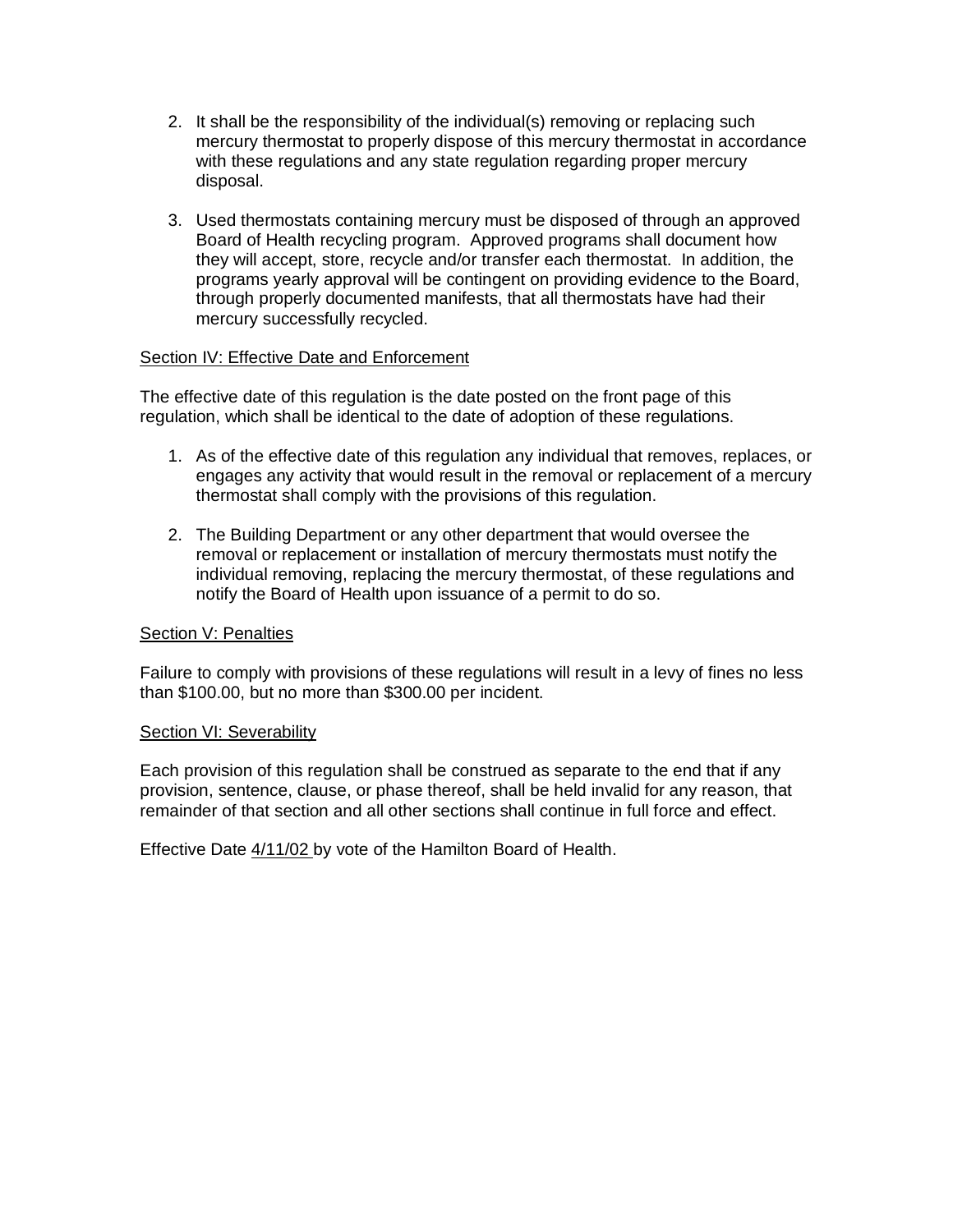2. It shall be the responsibility of the individual(s) removing or replacing such mercury thermostat to properly dispose of this mercury thermostat in accordance with these regulations and any state regulation regarding proper mercury disposal.

3. Used thermostats containing mercury must be disposed of through an approved Board of Health recycling program. Approved programs shall document how they will accept, store, recycle and/or transfer each thermostat. In addition, the programs yearly approval will be contingent on providing evidence to the Board, through properly documented manifests, that all thermostats have had their mercury successfully recycled.

<u>Section IV: Effective Date and Enforcement</u>

The effective date of this regulation is the date posted on the front page of this regulation, which shall be identical to the date of adoption of these regulations.

1. As of the effective date of this regulation any individual that removes, replaces, or engages any activity that would result in the removal or replacement of a mercury thermostat shall comply with the provisions of this regulation.

2. The Building Department or any other department that would oversee the removal or replacement or installation of mercury thermostats must notify the individual removing, replacing the mercury thermostat, of these regulations and notify the Board of Health upon issuance of a permit to do so.

<u>Section V: Penalties</u>

Failure to comply with provisions of these regulations will result in a levy of fines no less than $100.00, but no more than $300.00 per incident.

<u>Section VI: Severability</u>

Each provision of this regulation shall be construed as separate to the end that if any provision, sentence, clause, or phase thereof, shall be held invalid for any reason, that remainder of that section and all other sections shall continue in full force and effect.

Effective Date <u>4/11/02</u> by vote of the Hamilton Board of Health.